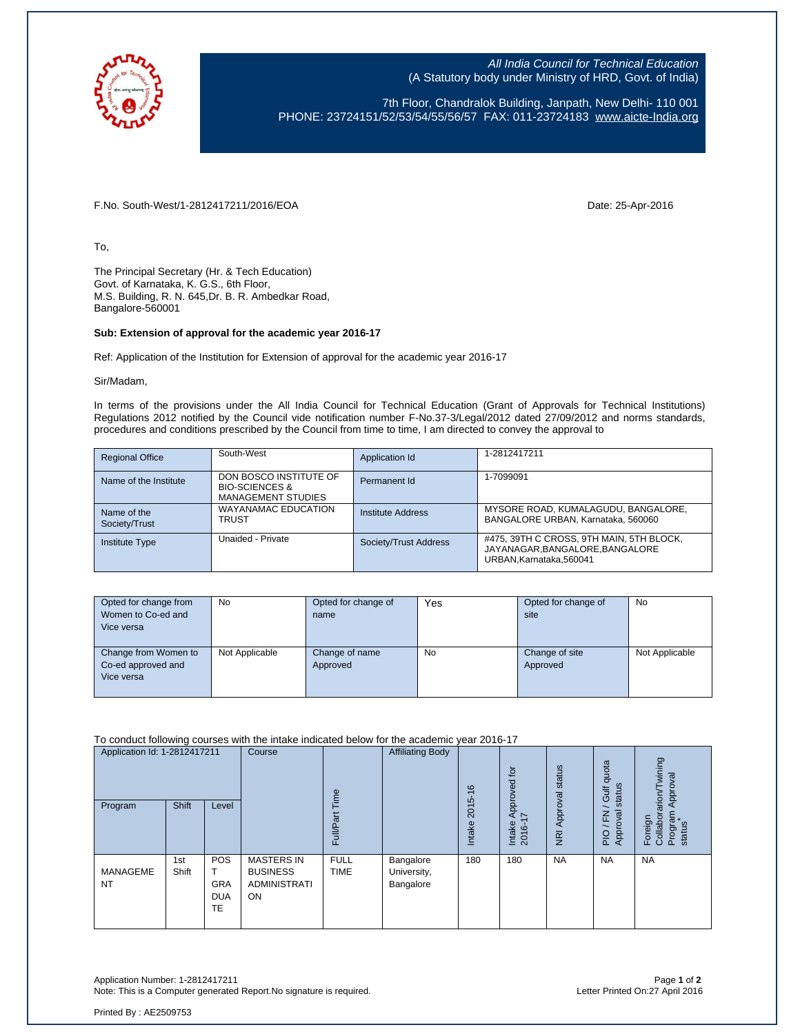*All India Council for Technical Education*
(A Statutory body under Ministry of HRD, Govt. of India)

7th Floor, Chandralok Building, Janpath, New Delhi- 110 001
PHONE: 23724151/52/53/54/55/56/57 FAX: 011-23724183 www.aicte-India.org

F.No. South-West/1-2812417211/2016/EOA

Date: 25-Apr-2016

To,

The Principal Secretary (Hr. & Tech Education)
Govt. of Karnataka, K. G.S., 6th Floor,
M.S. Building, R. N. 645,Dr. B. R. Ambedkar Road,
Bangalore-560001

**Sub: Extension of approval for the academic year 2016-17**

Ref: Application of the Institution for Extension of approval for the academic year 2016-17

Sir/Madam,

In terms of the provisions under the All India Council for Technical Education (Grant of Approvals for Technical Institutions) Regulations 2012 notified by the Council vide notification number F-No.37-3/Legal/2012 dated 27/09/2012 and norms standards, procedures and conditions prescribed by the Council from time to time, I am directed to convey the approval to

| Regional Office | South-West | Application Id | 1-2812417211 |
|---|---|---|---|
| Name of the Institute | DON BOSCO INSTITUTE OF BIO-SCIENCES & MANAGEMENT STUDIES | Permanent Id | 1-7099091 |
| Name of the Society/Trust | WAYANAMAC EDUCATION TRUST | Institute Address | MYSORE ROAD, KUMALAGUDU, BANGALORE, BANGALORE URBAN, Karnataka, 560060 |
| Institute Type | Unaided - Private | Society/Trust Address | #475, 39TH C CROSS, 9TH MAIN, 5TH BLOCK, JAYANAGAR,BANGALORE,BANGALORE URBAN,Karnataka,560041 |

| Opted for change from Women to Co-ed and Vice versa | No | Opted for change of name | Yes | Opted for change of site | No |
|---|---|---|---|---|---|
| Change from Women to Co-ed approved and Vice versa | Not Applicable | Change of name Approved | No | Change of site Approved | Not Applicable |

To conduct following courses with the intake indicated below for the academic year 2016-17

| Application Id: 1-2812417211 | | | Course | Full/Part Time | Affiliating Body | Intake 2015-16 | Intake Approved for 2016-17 | NRI Approval status | PIO / FN / Gulf quota Approval status | Foreign Collaborarion/Twining Program Approval status* |
|---|---|---|---|---|---|---|---|---|---|---|
| Program | Shift | Level | | | | | | | | |
| MANAGEMENT | 1st Shift | POST GRADUATE | MASTERS IN BUSINESS ADMINISTRATION | FULL TIME | Bangalore University, Bangalore | 180 | 180 | NA | NA | NA |

Application Number: 1-2812417211
Note: This is a Computer generated Report.No signature is required.

Letter Printed On:27 April 2016

Printed By : AE2509753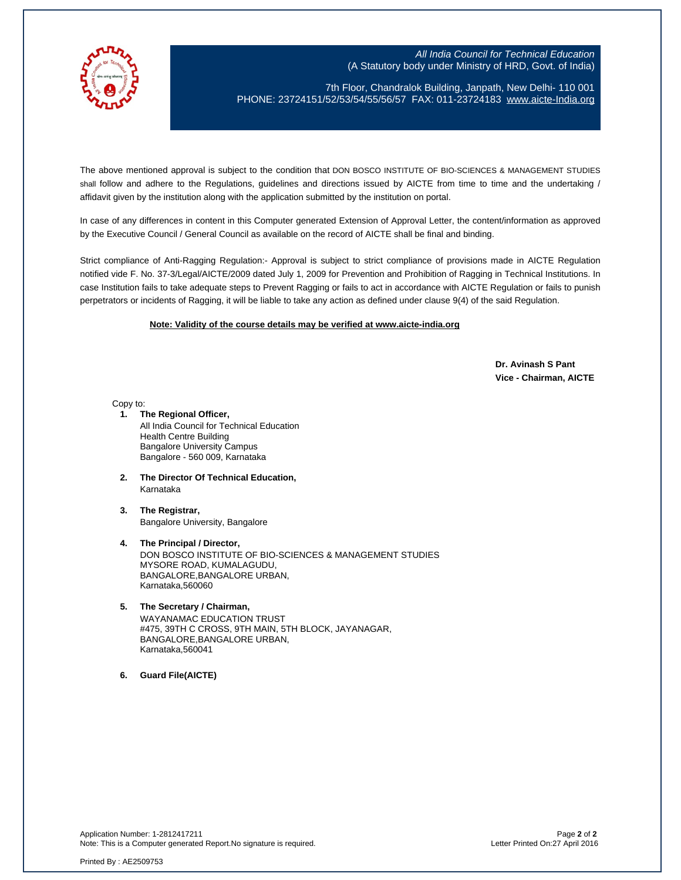*All India Council for Technical Education*
(A Statutory body under Ministry of HRD, Govt. of India)

7th Floor, Chandralok Building, Janpath, New Delhi- 110 001
PHONE: 23724151/52/53/54/55/56/57 FAX: 011-23724183 www.aicte-India.org

The above mentioned approval is subject to the condition that DON BOSCO INSTITUTE OF BIO-SCIENCES & MANAGEMENT STUDIES shall follow and adhere to the Regulations, guidelines and directions issued by AICTE from time to time and the undertaking / affidavit given by the institution along with the application submitted by the institution on portal.

In case of any differences in content in this Computer generated Extension of Approval Letter, the content/information as approved by the Executive Council / General Council as available on the record of AICTE shall be final and binding.

Strict compliance of Anti-Ragging Regulation:- Approval is subject to strict compliance of provisions made in AICTE Regulation notified vide F. No. 37-3/Legal/AICTE/2009 dated July 1, 2009 for Prevention and Prohibition of Ragging in Technical Institutions. In case Institution fails to take adequate steps to Prevent Ragging or fails to act in accordance with AICTE Regulation or fails to punish perpetrators or incidents of Ragging, it will be liable to take any action as defined under clause 9(4) of the said Regulation.

**Note: Validity of the course details may be verified at www.aicte-india.org**

**Dr. Avinash S Pant**
**Vice - Chairman, AICTE**

Copy to:

1. **The Regional Officer,**
   All India Council for Technical Education
   Health Centre Building
   Bangalore University Campus
   Bangalore - 560 009, Karnataka

2. **The Director Of Technical Education,**
   Karnataka

3. **The Registrar,**
   Bangalore University, Bangalore

4. **The Principal / Director,**
   DON BOSCO INSTITUTE OF BIO-SCIENCES & MANAGEMENT STUDIES
   MYSORE ROAD, KUMALAGUDU,
   BANGALORE,BANGALORE URBAN,
   Karnataka,560060

5. **The Secretary / Chairman,**
   WAYANAMAC EDUCATION TRUST
   #475, 39TH C CROSS, 9TH MAIN, 5TH BLOCK, JAYANAGAR,
   BANGALORE,BANGALORE URBAN,
   Karnataka,560041

6. **Guard File(AICTE)**

Application Number: 1-2812417211
Note: This is a Computer generated Report.No signature is required.

Letter Printed On:27 April 2016

Printed By : AE2509753